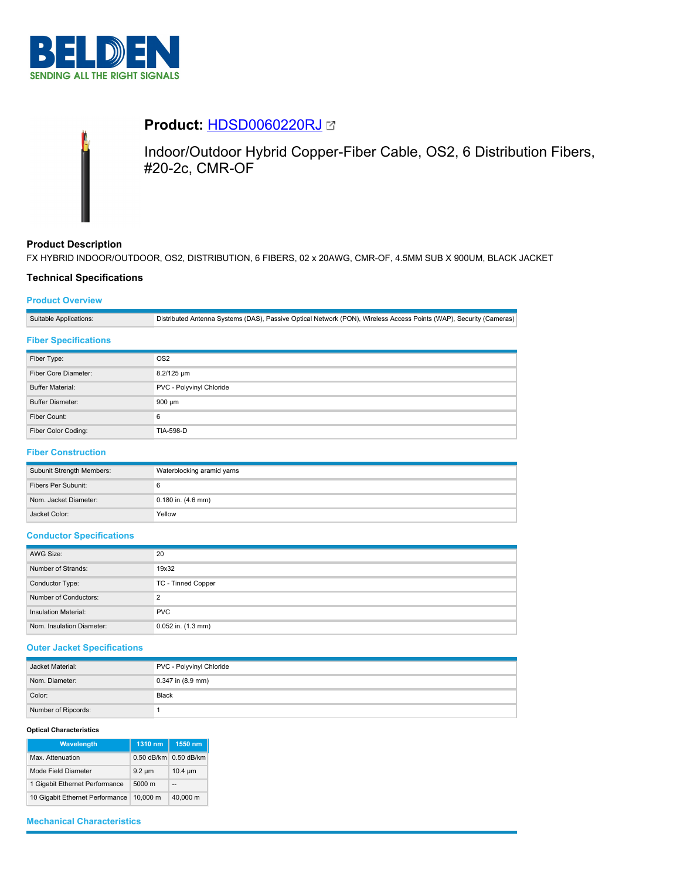# Product: HDSD0060220RJ

Indoor/Outdoor Hybrid Copper-Fiber Cable, OS2, 6 Distribution Fibers, #20-2c, CMR-OF

## Product Description

FX HYBRID INDOOR/OUTDOOR, OS2, DISTRIBUTION, 6 FIBERS, 02 x 20AWG, CMR-OF, 4.5MM SUB X 900UM, BLACK JACKET

## Technical Specifications

### Product Overview

| | |
|---|---|
| Suitable Applications: | Distributed Antenna Systems (DAS), Passive Optical Network (PON), Wireless Access Points (WAP), Security (Cameras) |

### Fiber Specifications

| | |
|---|---|
| Fiber Type: | OS2 |
| Fiber Core Diameter: | 8.2/125 µm |
| Buffer Material: | PVC - Polyvinyl Chloride |
| Buffer Diameter: | 900 µm |
| Fiber Count: | 6 |
| Fiber Color Coding: | TIA-598-D |

### Fiber Construction

| | |
|---|---|
| Subunit Strength Members: | Waterblocking aramid yarns |
| Fibers Per Subunit: | 6 |
| Nom. Jacket Diameter: | 0.180 in. (4.6 mm) |
| Jacket Color: | Yellow |

### Conductor Specifications

| | |
|---|---|
| AWG Size: | 20 |
| Number of Strands: | 19x32 |
| Conductor Type: | TC - Tinned Copper |
| Number of Conductors: | 2 |
| Insulation Material: | PVC |
| Nom. Insulation Diameter: | 0.052 in. (1.3 mm) |

### Outer Jacket Specifications

| | |
|---|---|
| Jacket Material: | PVC - Polyvinyl Chloride |
| Nom. Diameter: | 0.347 in (8.9 mm) |
| Color: | Black |
| Number of Ripcords: | 1 |

**Optical Characteristics**

| Wavelength | 1310 nm | 1550 nm |
|---|---|---|
| Max. Attenuation | 0.50 dB/km | 0.50 dB/km |
| Mode Field Diameter | 9.2 µm | 10.4 µm |
| 1 Gigabit Ethernet Performance | 5000 m | -- |
| 10 Gigabit Ethernet Performance | 10,000 m | 40,000 m |

### Mechanical Characteristics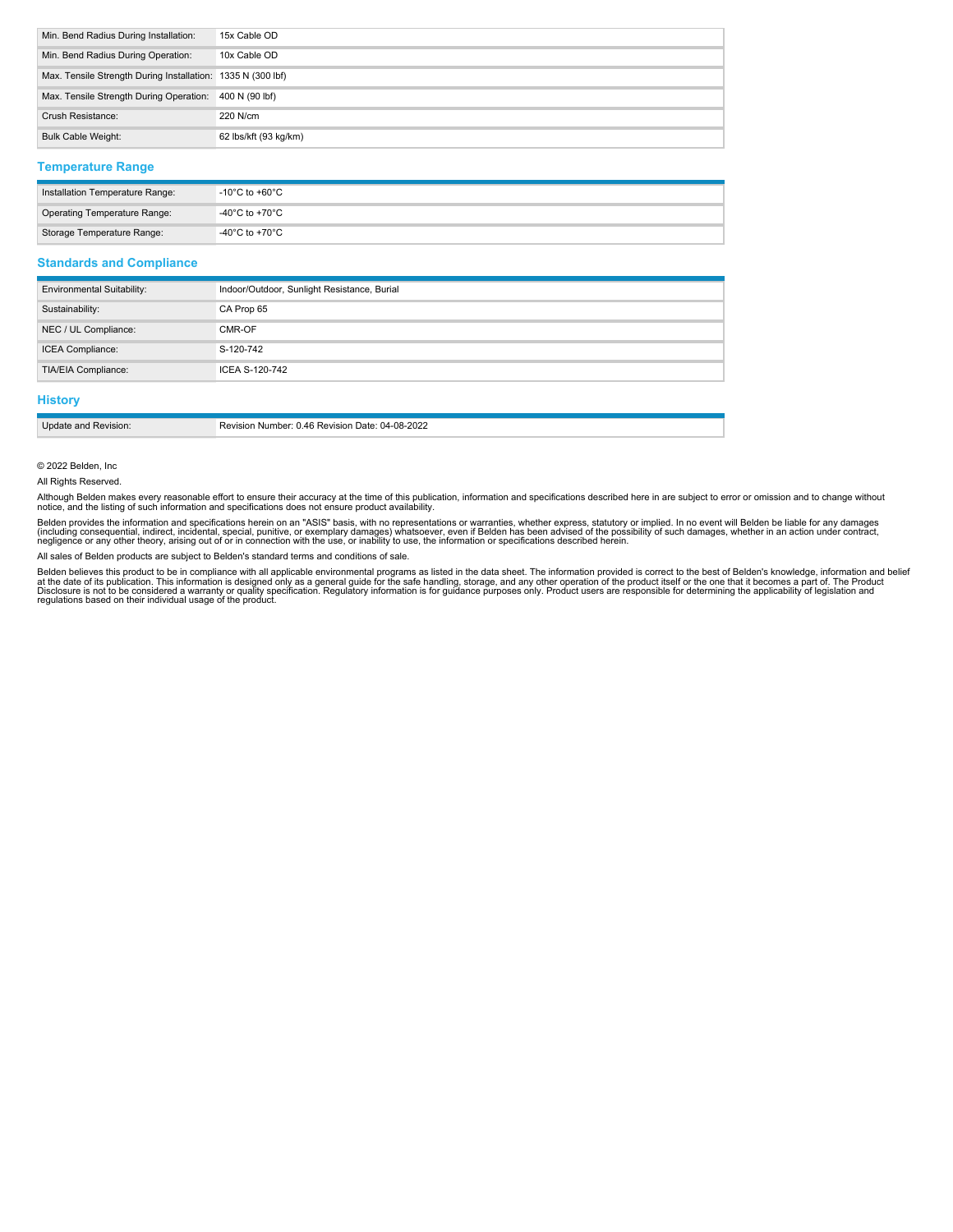| | |
|---|---|
| Min. Bend Radius During Installation: | 15x Cable OD |
| Min. Bend Radius During Operation: | 10x Cable OD |
| Max. Tensile Strength During Installation: | 1335 N (300 lbf) |
| Max. Tensile Strength During Operation: | 400 N (90 lbf) |
| Crush Resistance: | 220 N/cm |
| Bulk Cable Weight: | 62 lbs/kft (93 kg/km) |

## Temperature Range

| | |
|---|---|
| Installation Temperature Range: | -10°C to +60°C |
| Operating Temperature Range: | -40°C to +70°C |
| Storage Temperature Range: | -40°C to +70°C |

## Standards and Compliance

| | |
|---|---|
| Environmental Suitability: | Indoor/Outdoor, Sunlight Resistance, Burial |
| Sustainability: | CA Prop 65 |
| NEC / UL Compliance: | CMR-OF |
| ICEA Compliance: | S-120-742 |
| TIA/EIA Compliance: | ICEA S-120-742 |

## History

| | |
|---|---|
| Update and Revision: | Revision Number: 0.46 Revision Date: 04-08-2022 |

© 2022 Belden, Inc

All Rights Reserved.

Although Belden makes every reasonable effort to ensure their accuracy at the time of this publication, information and specifications described here in are subject to error or omission and to change without notice, and the listing of such information and specifications does not ensure product availability.

Belden provides the information and specifications herein on an "ASIS" basis, with no representations or warranties, whether express, statutory or implied. In no event will Belden be liable for any damages (including consequential, indirect, incidental, special, punitive, or exemplary damages) whatsoever, even if Belden has been advised of the possibility of such damages, whether in an action under contract, negligence or any other theory, arising out of or in connection with the use, or inability to use, the information or specifications described herein.

All sales of Belden products are subject to Belden's standard terms and conditions of sale.

Belden believes this product to be in compliance with all applicable environmental programs as listed in the data sheet. The information provided is correct to the best of Belden's knowledge, information and belief at the date of its publication. This information is designed only as a general guide for the safe handling, storage, and any other operation of the product itself or the one that it becomes a part of. The Product Disclosure is not to be considered a warranty or quality specification. Regulatory information is for guidance purposes only. Product users are responsible for determining the applicability of legislation and regulations based on their individual usage of the product.